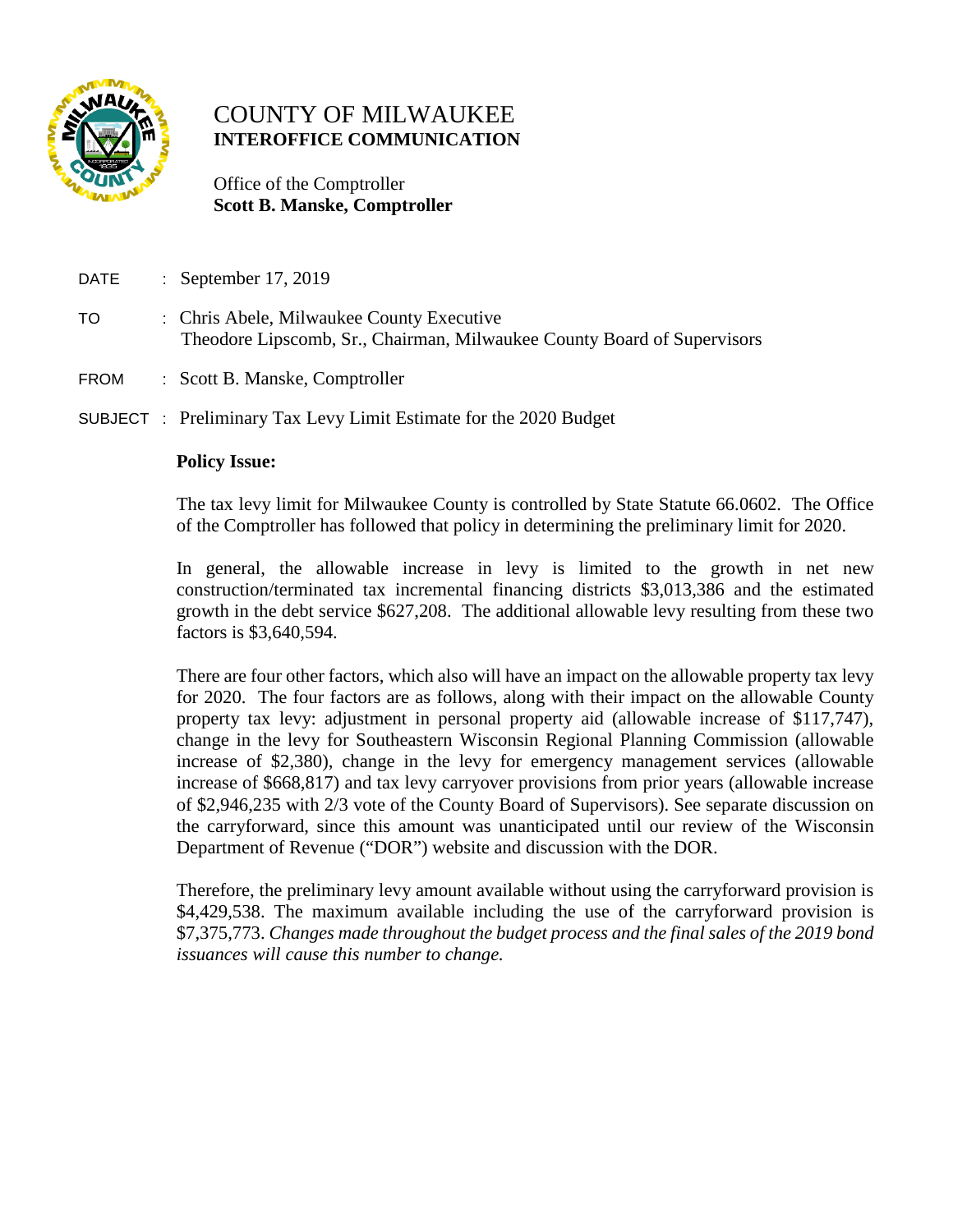# COUNTY OF MILWAUKEE
## INTEROFFICE COMMUNICATION

Office of the Comptroller
**Scott B. Manske, Comptroller**

DATE : September 17, 2019

TO : Chris Abele, Milwaukee County Executive
Theodore Lipscomb, Sr., Chairman, Milwaukee County Board of Supervisors

FROM : Scott B. Manske, Comptroller

SUBJECT : Preliminary Tax Levy Limit Estimate for the 2020 Budget

**Policy Issue:**

The tax levy limit for Milwaukee County is controlled by State Statute 66.0602. The Office of the Comptroller has followed that policy in determining the preliminary limit for 2020.

In general, the allowable increase in levy is limited to the growth in net new construction/terminated tax incremental financing districts $3,013,386 and the estimated growth in the debt service $627,208. The additional allowable levy resulting from these two factors is $3,640,594.

There are four other factors, which also will have an impact on the allowable property tax levy for 2020. The four factors are as follows, along with their impact on the allowable County property tax levy: adjustment in personal property aid (allowable increase of $117,747), change in the levy for Southeastern Wisconsin Regional Planning Commission (allowable increase of $2,380), change in the levy for emergency management services (allowable increase of $668,817) and tax levy carryover provisions from prior years (allowable increase of $2,946,235 with 2/3 vote of the County Board of Supervisors). See separate discussion on the carryforward, since this amount was unanticipated until our review of the Wisconsin Department of Revenue ("DOR") website and discussion with the DOR.

Therefore, the preliminary levy amount available without using the carryforward provision is $4,429,538. The maximum available including the use of the carryforward provision is $7,375,773. *Changes made throughout the budget process and the final sales of the 2019 bond issuances will cause this number to change.*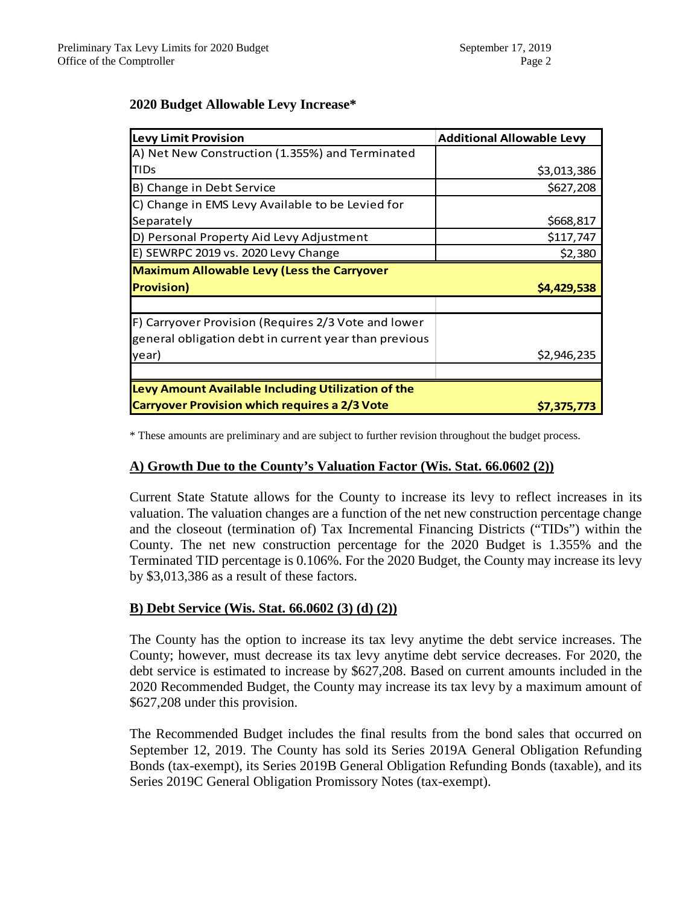**2020 Budget Allowable Levy Increase***

| Levy Limit Provision | Additional Allowable Levy |
|---|---|
| A) Net New Construction (1.355%) and Terminated TIDs | $3,013,386 |
| B) Change in Debt Service | $627,208 |
| C) Change in EMS Levy Available to be Levied for Separately | $668,817 |
| D) Personal Property Aid Levy Adjustment | $117,747 |
| E) SEWRPC 2019 vs. 2020 Levy Change | $2,380 |
| **Maximum Allowable Levy (Less the Carryover Provision)** | **$4,429,538** |
| | |
| F) Carryover Provision (Requires 2/3 Vote and lower general obligation debt in current year than previous year) | $2,946,235 |
| | |
| **Levy Amount Available Including Utilization of the Carryover Provision which requires a 2/3 Vote** | **$7,375,773** |

* These amounts are preliminary and are subject to further revision throughout the budget process.

## A) Growth Due to the County's Valuation Factor (Wis. Stat. 66.0602 (2))

Current State Statute allows for the County to increase its levy to reflect increases in its valuation. The valuation changes are a function of the net new construction percentage change and the closeout (termination of) Tax Incremental Financing Districts ("TIDs") within the County. The net new construction percentage for the 2020 Budget is 1.355% and the Terminated TID percentage is 0.106%. For the 2020 Budget, the County may increase its levy by $3,013,386 as a result of these factors.

## B) Debt Service (Wis. Stat. 66.0602 (3) (d) (2))

The County has the option to increase its tax levy anytime the debt service increases. The County; however, must decrease its tax levy anytime debt service decreases. For 2020, the debt service is estimated to increase by $627,208. Based on current amounts included in the 2020 Recommended Budget, the County may increase its tax levy by a maximum amount of $627,208 under this provision.

The Recommended Budget includes the final results from the bond sales that occurred on September 12, 2019. The County has sold its Series 2019A General Obligation Refunding Bonds (tax-exempt), its Series 2019B General Obligation Refunding Bonds (taxable), and its Series 2019C General Obligation Promissory Notes (tax-exempt).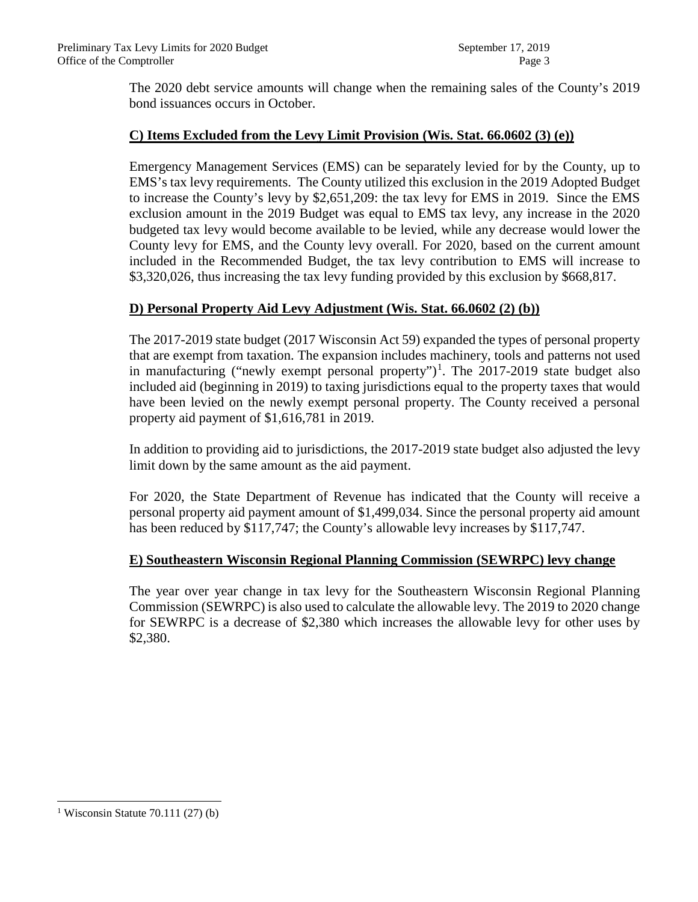The 2020 debt service amounts will change when the remaining sales of the County's 2019 bond issuances occurs in October.

**C) Items Excluded from the Levy Limit Provision (Wis. Stat. 66.0602 (3) (e))**

Emergency Management Services (EMS) can be separately levied for by the County, up to EMS's tax levy requirements. The County utilized this exclusion in the 2019 Adopted Budget to increase the County's levy by $2,651,209: the tax levy for EMS in 2019. Since the EMS exclusion amount in the 2019 Budget was equal to EMS tax levy, any increase in the 2020 budgeted tax levy would become available to be levied, while any decrease would lower the County levy for EMS, and the County levy overall. For 2020, based on the current amount included in the Recommended Budget, the tax levy contribution to EMS will increase to $3,320,026, thus increasing the tax levy funding provided by this exclusion by $668,817.

**D) Personal Property Aid Levy Adjustment (Wis. Stat. 66.0602 (2) (b))**

The 2017-2019 state budget (2017 Wisconsin Act 59) expanded the types of personal property that are exempt from taxation. The expansion includes machinery, tools and patterns not used in manufacturing ("newly exempt personal property")[1]. The 2017-2019 state budget also included aid (beginning in 2019) to taxing jurisdictions equal to the property taxes that would have been levied on the newly exempt personal property. The County received a personal property aid payment of $1,616,781 in 2019.

In addition to providing aid to jurisdictions, the 2017-2019 state budget also adjusted the levy limit down by the same amount as the aid payment.

For 2020, the State Department of Revenue has indicated that the County will receive a personal property aid payment amount of $1,499,034. Since the personal property aid amount has been reduced by $117,747; the County's allowable levy increases by $117,747.

**E) Southeastern Wisconsin Regional Planning Commission (SEWRPC) levy change**

The year over year change in tax levy for the Southeastern Wisconsin Regional Planning Commission (SEWRPC) is also used to calculate the allowable levy. The 2019 to 2020 change for SEWRPC is a decrease of $2,380 which increases the allowable levy for other uses by $2,380.

[1] Wisconsin Statute 70.111 (27) (b)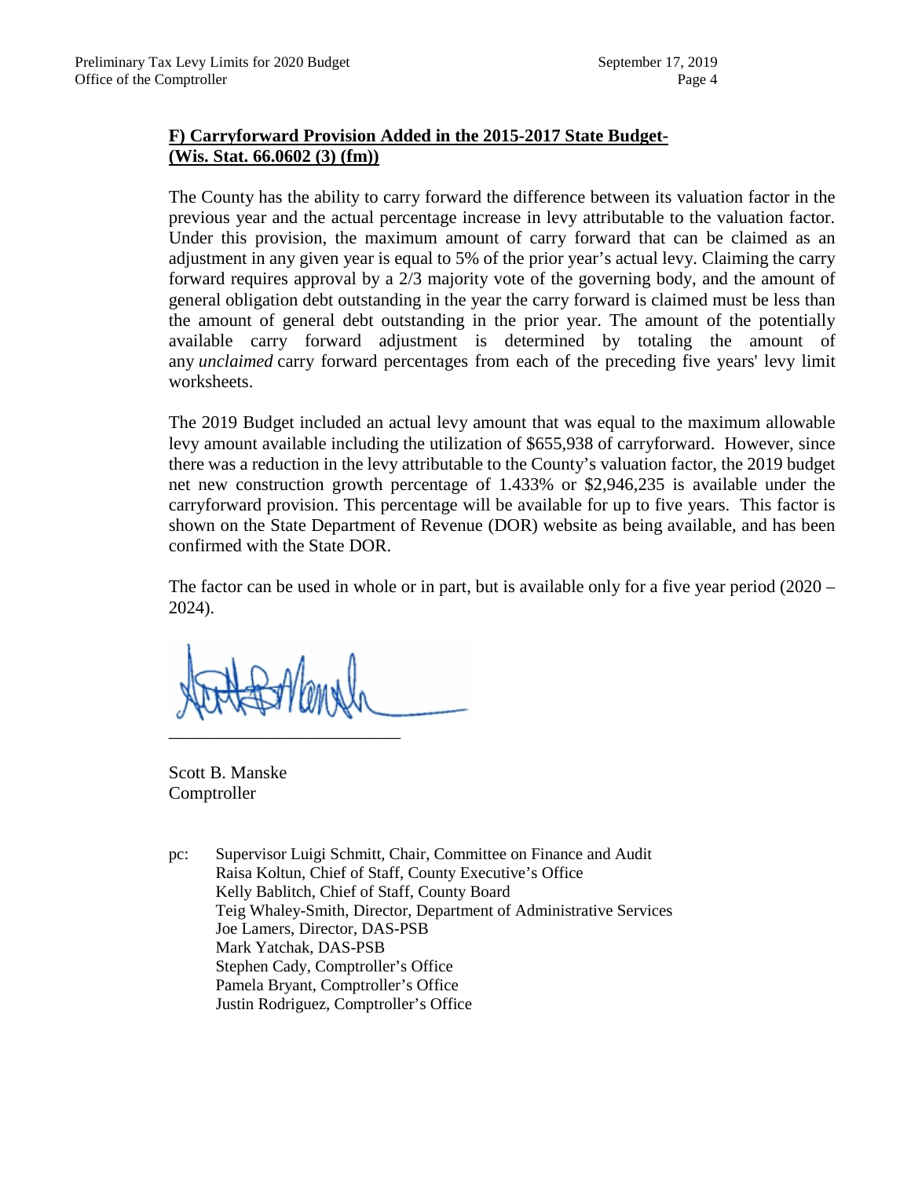**F) Carryforward Provision Added in the 2015-2017 State Budget- (Wis. Stat. 66.0602 (3) (fm))**

The County has the ability to carry forward the difference between its valuation factor in the previous year and the actual percentage increase in levy attributable to the valuation factor. Under this provision, the maximum amount of carry forward that can be claimed as an adjustment in any given year is equal to 5% of the prior year's actual levy. Claiming the carry forward requires approval by a 2/3 majority vote of the governing body, and the amount of general obligation debt outstanding in the year the carry forward is claimed must be less than the amount of general debt outstanding in the prior year. The amount of the potentially available carry forward adjustment is determined by totaling the amount of any *unclaimed* carry forward percentages from each of the preceding five years' levy limit worksheets.

The 2019 Budget included an actual levy amount that was equal to the maximum allowable levy amount available including the utilization of $655,938 of carryforward. However, since there was a reduction in the levy attributable to the County's valuation factor, the 2019 budget net new construction growth percentage of 1.433% or $2,946,235 is available under the carryforward provision. This percentage will be available for up to five years. This factor is shown on the State Department of Revenue (DOR) website as being available, and has been confirmed with the State DOR.

The factor can be used in whole or in part, but is available only for a five year period (2020 – 2024).

\_\_\_\_\_\_\_\_\_\_\_\_\_\_\_\_\_\_\_\_\_\_\_\_\_\_

Scott B. Manske
Comptroller

pc: Supervisor Luigi Schmitt, Chair, Committee on Finance and Audit
Raisa Koltun, Chief of Staff, County Executive's Office
Kelly Bablitch, Chief of Staff, County Board
Teig Whaley-Smith, Director, Department of Administrative Services
Joe Lamers, Director, DAS-PSB
Mark Yatchak, DAS-PSB
Stephen Cady, Comptroller's Office
Pamela Bryant, Comptroller's Office
Justin Rodriguez, Comptroller's Office